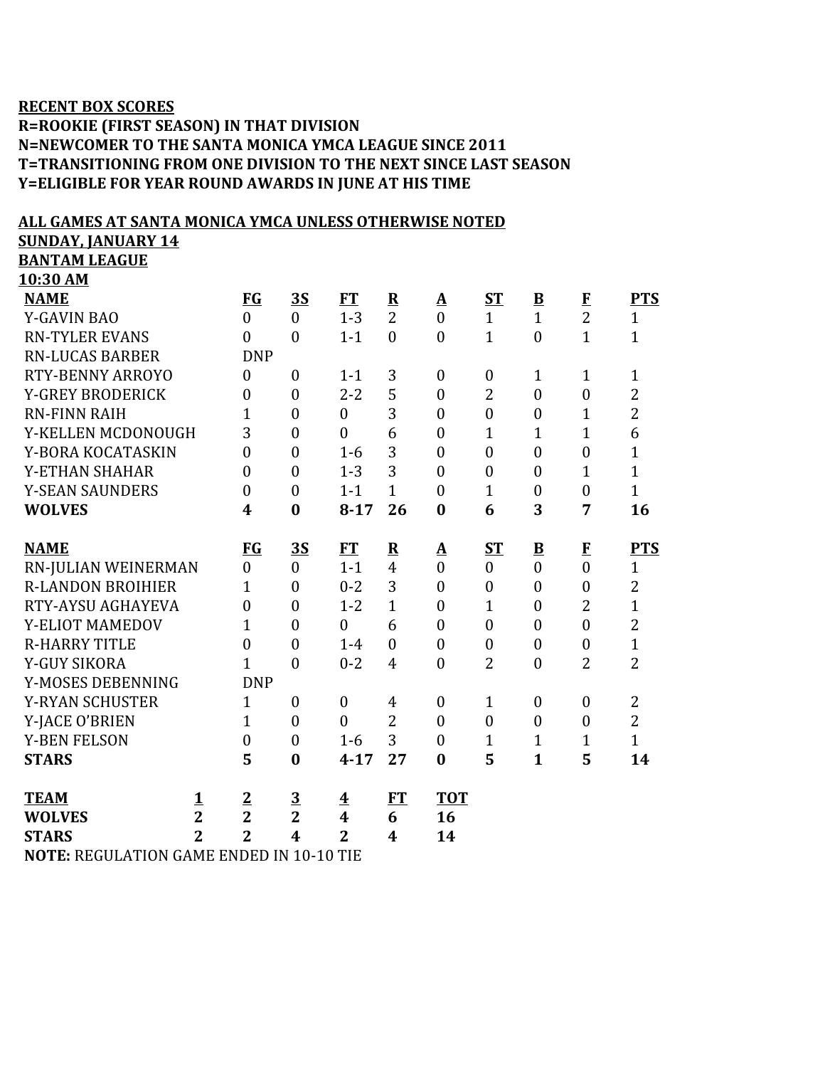**RECENT BOX SCORES**
**R=ROOKIE (FIRST SEASON) IN THAT DIVISION**
**N=NEWCOMER TO THE SANTA MONICA YMCA LEAGUE SINCE 2011**
**T=TRANSITIONING FROM ONE DIVISION TO THE NEXT SINCE LAST SEASON**
**Y=ELIGIBLE FOR YEAR ROUND AWARDS IN JUNE AT HIS TIME**

**ALL GAMES AT SANTA MONICA YMCA UNLESS OTHERWISE NOTED**
**SUNDAY, JANUARY 14**
**BANTAM LEAGUE**
**10:30 AM**

| NAME | FG | 3S | FT | R | A | ST | B | F | PTS |
|---|---|---|---|---|---|---|---|---|---|
| Y-GAVIN BAO | 0 | 0 | 1-3 | 2 | 0 | 1 | 1 | 2 | 1 |
| RN-TYLER EVANS | 0 | 0 | 1-1 | 0 | 0 | 1 | 0 | 1 | 1 |
| RN-LUCAS BARBER | DNP | | | | | | | | |
| RTY-BENNY ARROYO | 0 | 0 | 1-1 | 3 | 0 | 0 | 1 | 1 | 1 |
| Y-GREY BRODERICK | 0 | 0 | 2-2 | 5 | 0 | 2 | 0 | 0 | 2 |
| RN-FINN RAIH | 1 | 0 | 0 | 3 | 0 | 0 | 0 | 1 | 2 |
| Y-KELLEN MCDONOUGH | 3 | 0 | 0 | 6 | 0 | 1 | 1 | 1 | 6 |
| Y-BORA KOCATASKIN | 0 | 0 | 1-6 | 3 | 0 | 0 | 0 | 0 | 1 |
| Y-ETHAN SHAHAR | 0 | 0 | 1-3 | 3 | 0 | 0 | 0 | 1 | 1 |
| Y-SEAN SAUNDERS | 0 | 0 | 1-1 | 1 | 0 | 1 | 0 | 0 | 1 |
| **WOLVES** | **4** | **0** | **8-17** | **26** | **0** | **6** | **3** | **7** | **16** |

| NAME | FG | 3S | FT | R | A | ST | B | F | PTS |
|---|---|---|---|---|---|---|---|---|---|
| RN-JULIAN WEINERMAN | 0 | 0 | 1-1 | 4 | 0 | 0 | 0 | 0 | 1 |
| R-LANDON BROIHIER | 1 | 0 | 0-2 | 3 | 0 | 0 | 0 | 0 | 2 |
| RTY-AYSU AGHAYEVA | 0 | 0 | 1-2 | 1 | 0 | 1 | 0 | 2 | 1 |
| Y-ELIOT MAMEDOV | 1 | 0 | 0 | 6 | 0 | 0 | 0 | 0 | 2 |
| R-HARRY TITLE | 0 | 0 | 1-4 | 0 | 0 | 0 | 0 | 0 | 1 |
| Y-GUY SIKORA | 1 | 0 | 0-2 | 4 | 0 | 2 | 0 | 2 | 2 |
| Y-MOSES DEBENNING | DNP | | | | | | | | |
| Y-RYAN SCHUSTER | 1 | 0 | 0 | 4 | 0 | 1 | 0 | 0 | 2 |
| Y-JACE O'BRIEN | 1 | 0 | 0 | 2 | 0 | 0 | 0 | 0 | 2 |
| Y-BEN FELSON | 0 | 0 | 1-6 | 3 | 0 | 1 | 1 | 1 | 1 |
| **STARS** | **5** | **0** | **4-17** | **27** | **0** | **5** | **1** | **5** | **14** |

| TEAM | 1 | 2 | 3 | 4 | FT | TOT |
|---|---|---|---|---|---|---|
| **WOLVES** | **2** | **2** | **2** | **4** | **6** | **16** |
| **STARS** | **2** | **2** | **4** | **2** | **4** | **14** |

**NOTE:** REGULATION GAME ENDED IN 10-10 TIE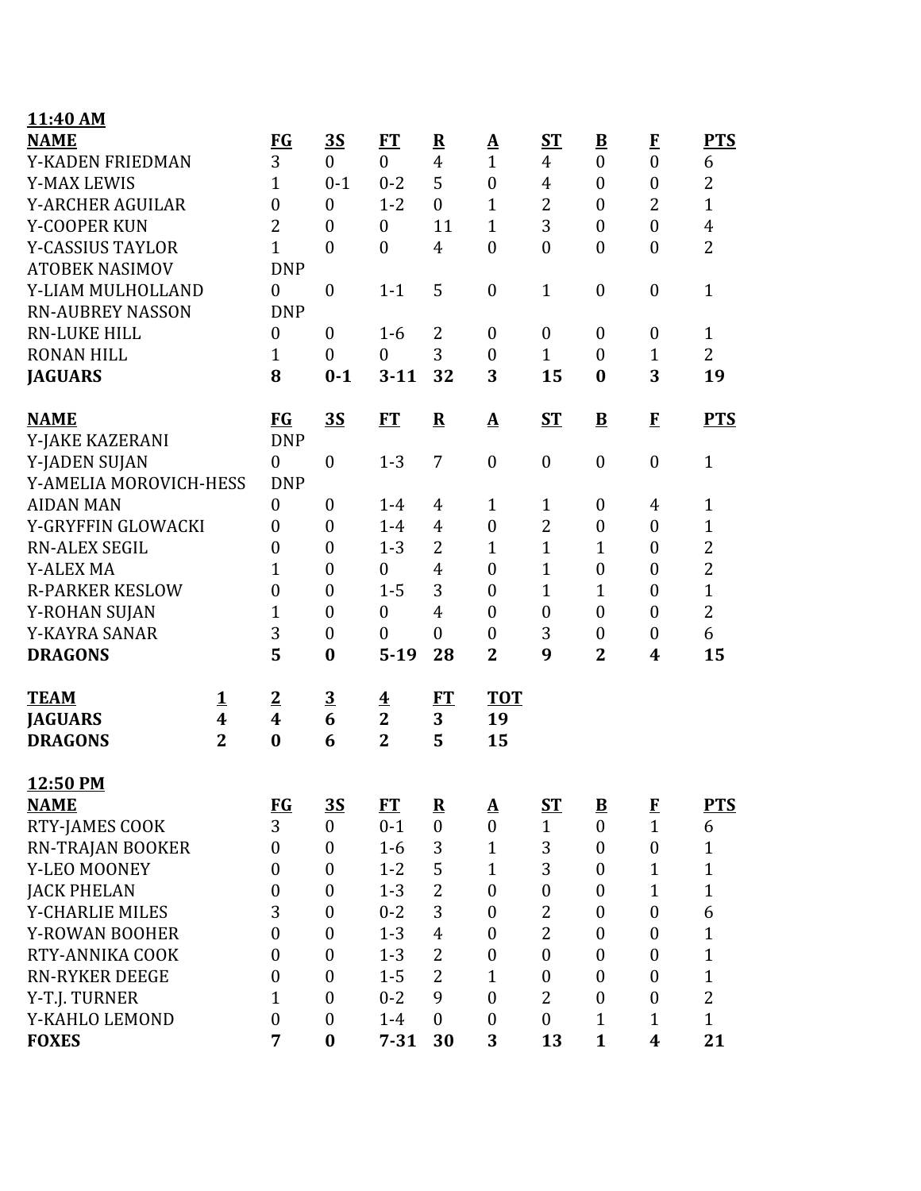**11:40 AM**

| NAME | FG | 3S | FT | R | A | ST | B | F | PTS |
|---|---|---|---|---|---|---|---|---|---|
| Y-KADEN FRIEDMAN | 3 | 0 | 0 | 4 | 1 | 4 | 0 | 0 | 6 |
| Y-MAX LEWIS | 1 | 0-1 | 0-2 | 5 | 0 | 4 | 0 | 0 | 2 |
| Y-ARCHER AGUILAR | 0 | 0 | 1-2 | 0 | 1 | 2 | 0 | 2 | 1 |
| Y-COOPER KUN | 2 | 0 | 0 | 11 | 1 | 3 | 0 | 0 | 4 |
| Y-CASSIUS TAYLOR | 1 | 0 | 0 | 4 | 0 | 0 | 0 | 0 | 2 |
| ATOBEK NASIMOV | DNP | | | | | | | | |
| Y-LIAM MULHOLLAND | 0 | 0 | 1-1 | 5 | 0 | 1 | 0 | 0 | 1 |
| RN-AUBREY NASSON | DNP | | | | | | | | |
| RN-LUKE HILL | 0 | 0 | 1-6 | 2 | 0 | 0 | 0 | 0 | 1 |
| RONAN HILL | 1 | 0 | 0 | 3 | 0 | 1 | 0 | 1 | 2 |
| **JAGUARS** | **8** | **0-1** | **3-11** | **32** | **3** | **15** | **0** | **3** | **19** |

| NAME | FG | 3S | FT | R | A | ST | B | F | PTS |
|---|---|---|---|---|---|---|---|---|---|
| Y-JAKE KAZERANI | DNP | | | | | | | | |
| Y-JADEN SUJAN | 0 | 0 | 1-3 | 7 | 0 | 0 | 0 | 0 | 1 |
| Y-AMELIA MOROVICH-HESS | DNP | | | | | | | | |
| AIDAN MAN | 0 | 0 | 1-4 | 4 | 1 | 1 | 0 | 4 | 1 |
| Y-GRYFFIN GLOWACKI | 0 | 0 | 1-4 | 4 | 0 | 2 | 0 | 0 | 1 |
| RN-ALEX SEGIL | 0 | 0 | 1-3 | 2 | 1 | 1 | 1 | 0 | 2 |
| Y-ALEX MA | 1 | 0 | 0 | 4 | 0 | 1 | 0 | 0 | 2 |
| R-PARKER KESLOW | 0 | 0 | 1-5 | 3 | 0 | 1 | 1 | 0 | 1 |
| Y-ROHAN SUJAN | 1 | 0 | 0 | 4 | 0 | 0 | 0 | 0 | 2 |
| Y-KAYRA SANAR | 3 | 0 | 0 | 0 | 0 | 3 | 0 | 0 | 6 |
| **DRAGONS** | **5** | **0** | **5-19** | **28** | **2** | **9** | **2** | **4** | **15** |

| TEAM | 1 | 2 | 3 | 4 | FT | TOT |
|---|---|---|---|---|---|---|
| **JAGUARS** | **4** | **4** | **6** | **2** | **3** | **19** |
| **DRAGONS** | **2** | **0** | **6** | **2** | **5** | **15** |

**12:50 PM**

| NAME | FG | 3S | FT | R | A | ST | B | F | PTS |
|---|---|---|---|---|---|---|---|---|---|
| RTY-JAMES COOK | 3 | 0 | 0-1 | 0 | 0 | 1 | 0 | 1 | 6 |
| RN-TRAJAN BOOKER | 0 | 0 | 1-6 | 3 | 1 | 3 | 0 | 0 | 1 |
| Y-LEO MOONEY | 0 | 0 | 1-2 | 5 | 1 | 3 | 0 | 1 | 1 |
| JACK PHELAN | 0 | 0 | 1-3 | 2 | 0 | 0 | 0 | 1 | 1 |
| Y-CHARLIE MILES | 3 | 0 | 0-2 | 3 | 0 | 2 | 0 | 0 | 6 |
| Y-ROWAN BOOHER | 0 | 0 | 1-3 | 4 | 0 | 2 | 0 | 0 | 1 |
| RTY-ANNIKA COOK | 0 | 0 | 1-3 | 2 | 0 | 0 | 0 | 0 | 1 |
| RN-RYKER DEEGE | 0 | 0 | 1-5 | 2 | 1 | 0 | 0 | 0 | 1 |
| Y-T.J. TURNER | 1 | 0 | 0-2 | 9 | 0 | 2 | 0 | 0 | 2 |
| Y-KAHLO LEMOND | 0 | 0 | 1-4 | 0 | 0 | 0 | 1 | 1 | 1 |
| **FOXES** | **7** | **0** | **7-31** | **30** | **3** | **13** | **1** | **4** | **21** |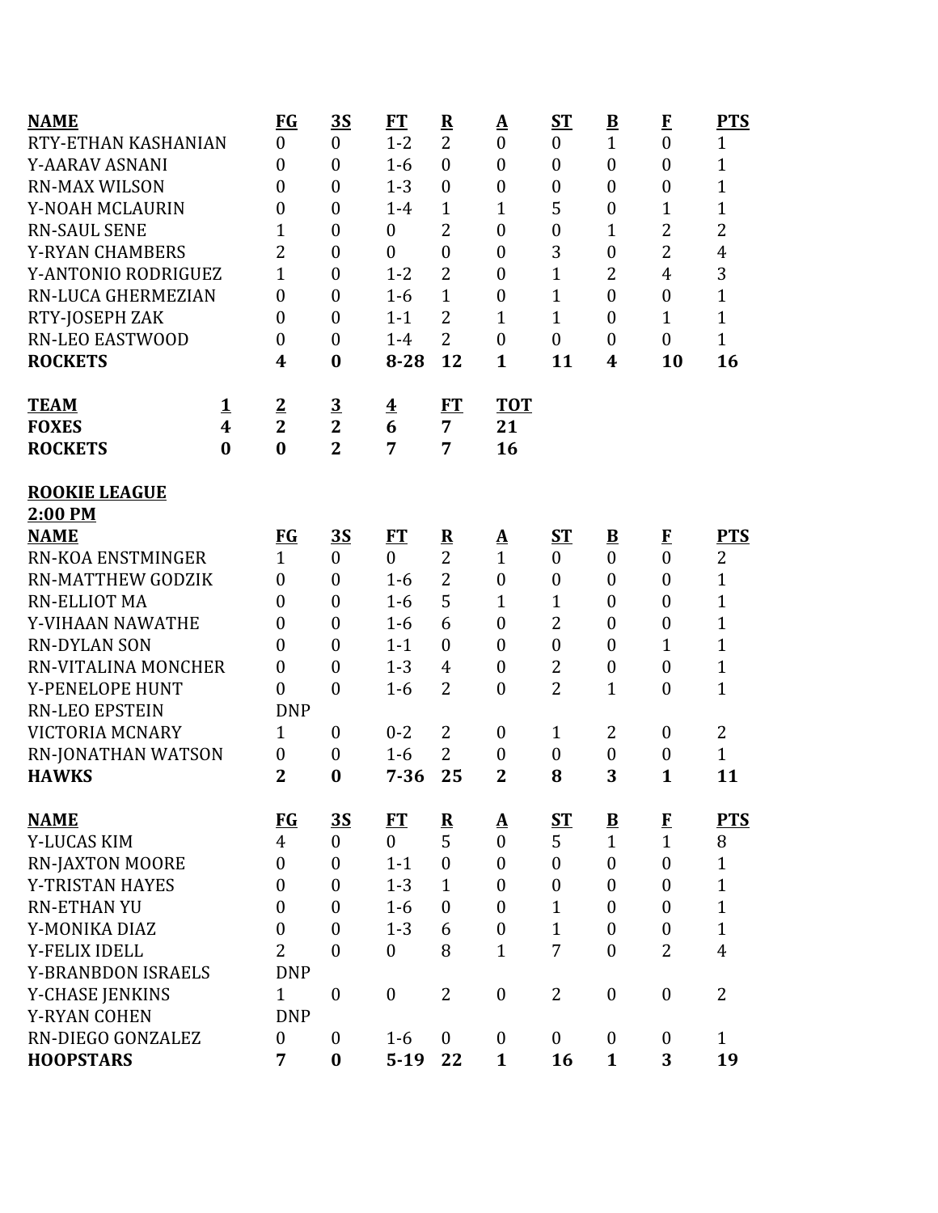| NAME | FG | 3S | FT | R | A | ST | B | F | PTS |
|---|---|---|---|---|---|---|---|---|---|
| RTY-ETHAN KASHANIAN | 0 | 0 | 1-2 | 2 | 0 | 0 | 1 | 0 | 1 |
| Y-AARAV ASNANI | 0 | 0 | 1-6 | 0 | 0 | 0 | 0 | 0 | 1 |
| RN-MAX WILSON | 0 | 0 | 1-3 | 0 | 0 | 0 | 0 | 0 | 1 |
| Y-NOAH MCLAURIN | 0 | 0 | 1-4 | 1 | 1 | 5 | 0 | 1 | 1 |
| RN-SAUL SENE | 1 | 0 | 0 | 2 | 0 | 0 | 1 | 2 | 2 |
| Y-RYAN CHAMBERS | 2 | 0 | 0 | 0 | 0 | 3 | 0 | 2 | 4 |
| Y-ANTONIO RODRIGUEZ | 1 | 0 | 1-2 | 2 | 0 | 1 | 2 | 4 | 3 |
| RN-LUCA GHERMEZIAN | 0 | 0 | 1-6 | 1 | 0 | 1 | 0 | 0 | 1 |
| RTY-JOSEPH ZAK | 0 | 0 | 1-1 | 2 | 1 | 1 | 0 | 1 | 1 |
| RN-LEO EASTWOOD | 0 | 0 | 1-4 | 2 | 0 | 0 | 0 | 0 | 1 |
| **ROCKETS** | **4** | **0** | **8-28** | **12** | **1** | **11** | **4** | **10** | **16** |

| TEAM | 1 | 2 | 3 | 4 | FT | TOT |
|---|---|---|---|---|---|---|
| **FOXES** | **4** | **2** | **2** | **6** | **7** | **21** |
| **ROCKETS** | **0** | **0** | **2** | **7** | **7** | **16** |

**ROOKIE LEAGUE**
**2:00 PM**

| NAME | FG | 3S | FT | R | A | ST | B | F | PTS |
|---|---|---|---|---|---|---|---|---|---|
| RN-KOA ENSTMINGER | 1 | 0 | 0 | 2 | 1 | 0 | 0 | 0 | 2 |
| RN-MATTHEW GODZIK | 0 | 0 | 1-6 | 2 | 0 | 0 | 0 | 0 | 1 |
| RN-ELLIOT MA | 0 | 0 | 1-6 | 5 | 1 | 1 | 0 | 0 | 1 |
| Y-VIHAAN NAWATHE | 0 | 0 | 1-6 | 6 | 0 | 2 | 0 | 0 | 1 |
| RN-DYLAN SON | 0 | 0 | 1-1 | 0 | 0 | 0 | 0 | 1 | 1 |
| RN-VITALINA MONCHER | 0 | 0 | 1-3 | 4 | 0 | 2 | 0 | 0 | 1 |
| Y-PENELOPE HUNT | 0 | 0 | 1-6 | 2 | 0 | 2 | 1 | 0 | 1 |
| RN-LEO EPSTEIN | DNP | | | | | | | | |
| VICTORIA MCNARY | 1 | 0 | 0-2 | 2 | 0 | 1 | 2 | 0 | 2 |
| RN-JONATHAN WATSON | 0 | 0 | 1-6 | 2 | 0 | 0 | 0 | 0 | 1 |
| **HAWKS** | **2** | **0** | **7-36** | **25** | **2** | **8** | **3** | **1** | **11** |

| NAME | FG | 3S | FT | R | A | ST | B | F | PTS |
|---|---|---|---|---|---|---|---|---|---|
| Y-LUCAS KIM | 4 | 0 | 0 | 5 | 0 | 5 | 1 | 1 | 8 |
| RN-JAXTON MOORE | 0 | 0 | 1-1 | 0 | 0 | 0 | 0 | 0 | 1 |
| Y-TRISTAN HAYES | 0 | 0 | 1-3 | 1 | 0 | 0 | 0 | 0 | 1 |
| RN-ETHAN YU | 0 | 0 | 1-6 | 0 | 0 | 1 | 0 | 0 | 1 |
| Y-MONIKA DIAZ | 0 | 0 | 1-3 | 6 | 0 | 1 | 0 | 0 | 1 |
| Y-FELIX IDELL | 2 | 0 | 0 | 8 | 1 | 7 | 0 | 2 | 4 |
| Y-BRANBDON ISRAELS | DNP | | | | | | | | |
| Y-CHASE JENKINS | 1 | 0 | 0 | 2 | 0 | 2 | 0 | 0 | 2 |
| Y-RYAN COHEN | DNP | | | | | | | | |
| RN-DIEGO GONZALEZ | 0 | 0 | 1-6 | 0 | 0 | 0 | 0 | 0 | 1 |
| **HOOPSTARS** | **7** | **0** | **5-19** | **22** | **1** | **16** | **1** | **3** | **19** |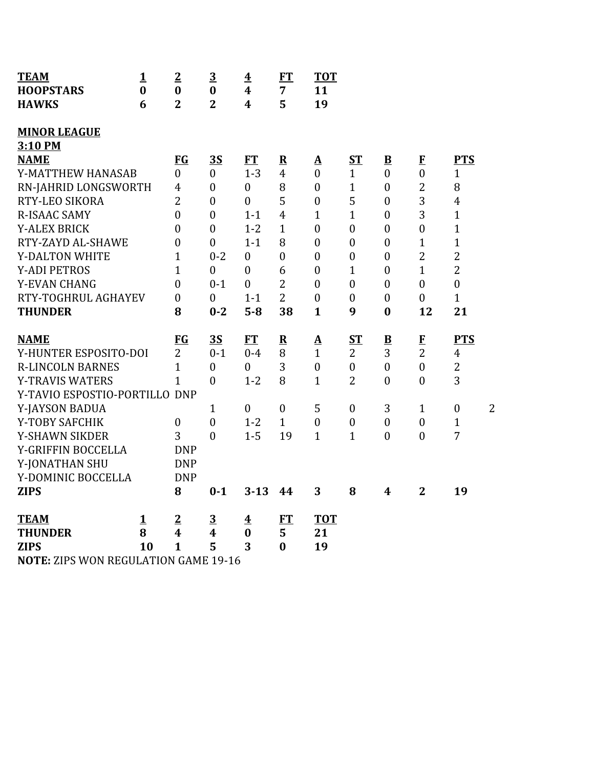| TEAM | 1 | 2 | 3 | 4 | FT | TOT |
|---|---|---|---|---|---|---|
| **HOOPSTARS** | **0** | **0** | **0** | **4** | **7** | **11** |
| **HAWKS** | **6** | **2** | **2** | **4** | **5** | **19** |

## MINOR LEAGUE

**3:10 PM**

| NAME | FG | 3S | FT | R | A | ST | B | F | PTS |
|---|---|---|---|---|---|---|---|---|---|
| Y-MATTHEW HANASAB | 0 | 0 | 1-3 | 4 | 0 | 1 | 0 | 0 | 1 |
| RN-JAHRID LONGSWORTH | 4 | 0 | 0 | 8 | 0 | 1 | 0 | 2 | 8 |
| RTY-LEO SIKORA | 2 | 0 | 0 | 5 | 0 | 5 | 0 | 3 | 4 |
| R-ISAAC SAMY | 0 | 0 | 1-1 | 4 | 1 | 1 | 0 | 3 | 1 |
| Y-ALEX BRICK | 0 | 0 | 1-2 | 1 | 0 | 0 | 0 | 0 | 1 |
| RTY-ZAYD AL-SHAWE | 0 | 0 | 1-1 | 8 | 0 | 0 | 0 | 1 | 1 |
| Y-DALTON WHITE | 1 | 0-2 | 0 | 0 | 0 | 0 | 0 | 2 | 2 |
| Y-ADI PETROS | 1 | 0 | 0 | 6 | 0 | 1 | 0 | 1 | 2 |
| Y-EVAN CHANG | 0 | 0-1 | 0 | 2 | 0 | 0 | 0 | 0 | 0 |
| RTY-TOGHRUL AGHAYEV | 0 | 0 | 1-1 | 2 | 0 | 0 | 0 | 0 | 1 |
| **THUNDER** | **8** | **0-2** | **5-8** | **38** | **1** | **9** | **0** | **12** | **21** |

| NAME | FG | 3S | FT | R | A | ST | B | F | PTS | |
|---|---|---|---|---|---|---|---|---|---|---|
| Y-HUNTER ESPOSITO-DOI | 2 | 0-1 | 0-4 | 8 | 1 | 2 | 3 | 2 | 4 | |
| R-LINCOLN BARNES | 1 | 0 | 0 | 3 | 0 | 0 | 0 | 0 | 2 | |
| Y-TRAVIS WATERS | 1 | 0 | 1-2 | 8 | 1 | 2 | 0 | 0 | 3 | |
| Y-TAVIO ESPSTIO-PORTILLO | DNP | | | | | | | | | |
| Y-JAYSON BADUA | | 1 | 0 | 0 | 5 | 0 | 3 | 1 | 0 | 2 |
| Y-TOBY SAFCHIK | 0 | 0 | 1-2 | 1 | 0 | 0 | 0 | 0 | 1 | |
| Y-SHAWN SIKDER | 3 | 0 | 1-5 | 19 | 1 | 1 | 0 | 0 | 7 | |
| Y-GRIFFIN BOCCELLA | DNP | | | | | | | | | |
| Y-JONATHAN SHU | DNP | | | | | | | | | |
| Y-DOMINIC BOCCELLA | DNP | | | | | | | | | |
| **ZIPS** | **8** | **0-1** | **3-13** | **44** | **3** | **8** | **4** | **2** | **19** | |

| TEAM | 1 | 2 | 3 | 4 | FT | TOT |
|---|---|---|---|---|---|---|
| **THUNDER** | **8** | **4** | **4** | **0** | **5** | **21** |
| **ZIPS** | **10** | **1** | **5** | **3** | **0** | **19** |

**NOTE:** ZIPS WON REGULATION GAME 19-16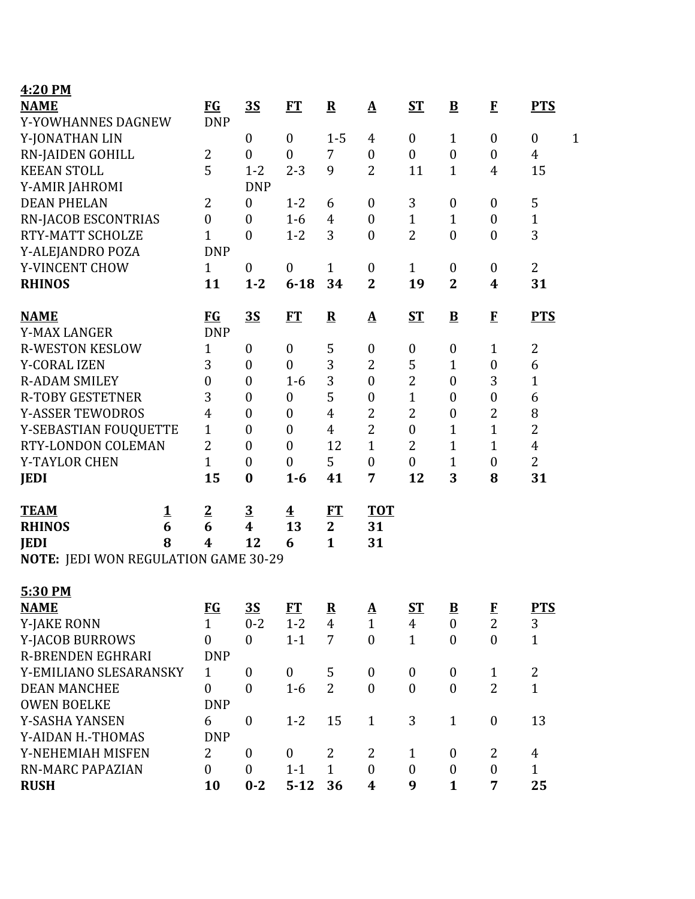**4:20 PM**

| NAME | FG | 3S | FT | R | A | ST | B | F | PTS | |
|---|---|---|---|---|---|---|---|---|---|---|
| Y-YOWHANNES DAGNEW | DNP | | | | | | | | | |
| Y-JONATHAN LIN | | 0 | 0 | 1-5 | 4 | 0 | 1 | 0 | 0 | 1 |
| RN-JAIDEN GOHILL | 2 | 0 | 0 | 7 | 0 | 0 | 0 | 0 | 4 | |
| KEEAN STOLL | 5 | 1-2 | 2-3 | 9 | 2 | 11 | 1 | 4 | 15 | |
| Y-AMIR JAHROMI | | DNP | | | | | | | | |
| DEAN PHELAN | 2 | 0 | 1-2 | 6 | 0 | 3 | 0 | 0 | 5 | |
| RN-JACOB ESCONTRIAS | 0 | 0 | 1-6 | 4 | 0 | 1 | 1 | 0 | 1 | |
| RTY-MATT SCHOLZE | 1 | 0 | 1-2 | 3 | 0 | 2 | 0 | 0 | 3 | |
| Y-ALEJANDRO POZA | DNP | | | | | | | | | |
| Y-VINCENT CHOW | 1 | 0 | 0 | 1 | 0 | 1 | 0 | 0 | 2 | |
| **RHINOS** | **11** | **1-2** | **6-18** | **34** | **2** | **19** | **2** | **4** | **31** | |

| NAME | FG | 3S | FT | R | A | ST | B | F | PTS |
|---|---|---|---|---|---|---|---|---|---|
| Y-MAX LANGER | DNP | | | | | | | | |
| R-WESTON KESLOW | 1 | 0 | 0 | 5 | 0 | 0 | 0 | 1 | 2 |
| Y-CORAL IZEN | 3 | 0 | 0 | 3 | 2 | 5 | 1 | 0 | 6 |
| R-ADAM SMILEY | 0 | 0 | 1-6 | 3 | 0 | 2 | 0 | 3 | 1 |
| R-TOBY GESTETNER | 3 | 0 | 0 | 5 | 0 | 1 | 0 | 0 | 6 |
| Y-ASSER TEWODROS | 4 | 0 | 0 | 4 | 2 | 2 | 0 | 2 | 8 |
| Y-SEBASTIAN FOUQUETTE | 1 | 0 | 0 | 4 | 2 | 0 | 1 | 1 | 2 |
| RTY-LONDON COLEMAN | 2 | 0 | 0 | 12 | 1 | 2 | 1 | 1 | 4 |
| Y-TAYLOR CHEN | 1 | 0 | 0 | 5 | 0 | 0 | 1 | 0 | 2 |
| **JEDI** | **15** | **0** | **1-6** | **41** | **7** | **12** | **3** | **8** | **31** |

| TEAM | 1 | 2 | 3 | 4 | FT | TOT |
|---|---|---|---|---|---|---|
| **RHINOS** | **6** | **6** | **4** | **13** | **2** | **31** |
| **JEDI** | **8** | **4** | **12** | **6** | **1** | **31** |

**NOTE:** JEDI WON REGULATION GAME 30-29

**5:30 PM**

| NAME | FG | 3S | FT | R | A | ST | B | F | PTS |
|---|---|---|---|---|---|---|---|---|---|
| Y-JAKE RONN | 1 | 0-2 | 1-2 | 4 | 1 | 4 | 0 | 2 | 3 |
| Y-JACOB BURROWS | 0 | 0 | 1-1 | 7 | 0 | 1 | 0 | 0 | 1 |
| R-BRENDEN EGHRARI | DNP | | | | | | | | |
| Y-EMILIANO SLESARANSKY | 1 | 0 | 0 | 5 | 0 | 0 | 0 | 1 | 2 |
| DEAN MANCHEE | 0 | 0 | 1-6 | 2 | 0 | 0 | 0 | 2 | 1 |
| OWEN BOELKE | DNP | | | | | | | | |
| Y-SASHA YANSEN | 6 | 0 | 1-2 | 15 | 1 | 3 | 1 | 0 | 13 |
| Y-AIDAN H.-THOMAS | DNP | | | | | | | | |
| Y-NEHEMIAH MISFEN | 2 | 0 | 0 | 2 | 2 | 1 | 0 | 2 | 4 |
| RN-MARC PAPAZIAN | 0 | 0 | 1-1 | 1 | 0 | 0 | 0 | 0 | 1 |
| **RUSH** | **10** | **0-2** | **5-12** | **36** | **4** | **9** | **1** | **7** | **25** |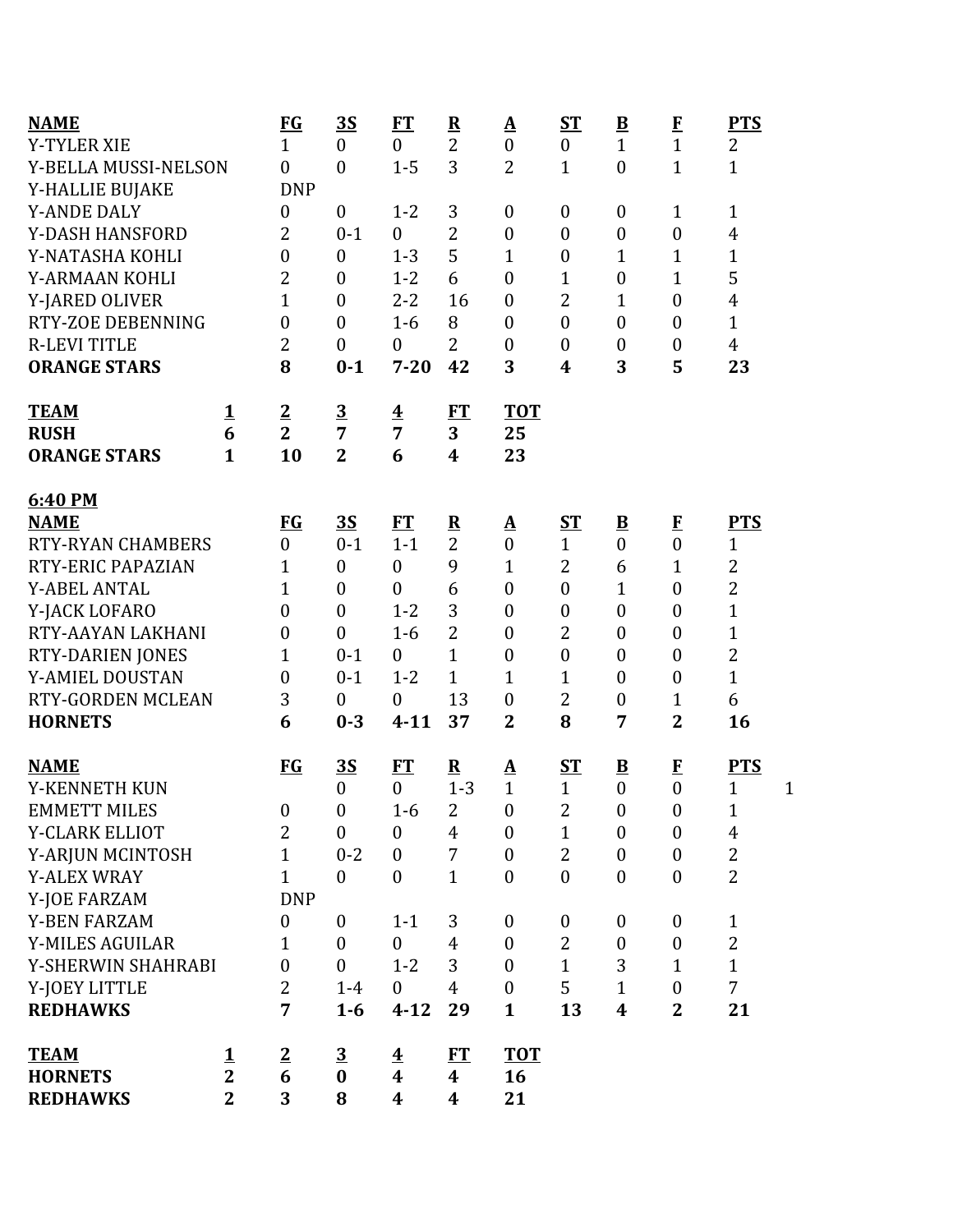| NAME | FG | 3S | FT | R | A | ST | B | F | PTS |
|---|---|---|---|---|---|---|---|---|---|
| Y-TYLER XIE | 1 | 0 | 0 | 2 | 0 | 0 | 1 | 1 | 2 |
| Y-BELLA MUSSI-NELSON | 0 | 0 | 1-5 | 3 | 2 | 1 | 0 | 1 | 1 |
| Y-HALLIE BUJAKE | DNP | | | | | | | | |
| Y-ANDE DALY | 0 | 0 | 1-2 | 3 | 0 | 0 | 0 | 1 | 1 |
| Y-DASH HANSFORD | 2 | 0-1 | 0 | 2 | 0 | 0 | 0 | 0 | 4 |
| Y-NATASHA KOHLI | 0 | 0 | 1-3 | 5 | 1 | 0 | 1 | 1 | 1 |
| Y-ARMAAN KOHLI | 2 | 0 | 1-2 | 6 | 0 | 1 | 0 | 1 | 5 |
| Y-JARED OLIVER | 1 | 0 | 2-2 | 16 | 0 | 2 | 1 | 0 | 4 |
| RTY-ZOE DEBENNING | 0 | 0 | 1-6 | 8 | 0 | 0 | 0 | 0 | 1 |
| R-LEVI TITLE | 2 | 0 | 0 | 2 | 0 | 0 | 0 | 0 | 4 |
| **ORANGE STARS** | **8** | **0-1** | **7-20** | **42** | **3** | **4** | **3** | **5** | **23** |

| TEAM | 1 | 2 | 3 | 4 | FT | TOT |
|---|---|---|---|---|---|---|
| **RUSH** | **6** | **2** | **7** | **7** | **3** | **25** |
| **ORANGE STARS** | **1** | **10** | **2** | **6** | **4** | **23** |

**6:40 PM**

| NAME | FG | 3S | FT | R | A | ST | B | F | PTS |
|---|---|---|---|---|---|---|---|---|---|
| RTY-RYAN CHAMBERS | 0 | 0-1 | 1-1 | 2 | 0 | 1 | 0 | 0 | 1 |
| RTY-ERIC PAPAZIAN | 1 | 0 | 0 | 9 | 1 | 2 | 6 | 1 | 2 |
| Y-ABEL ANTAL | 1 | 0 | 0 | 6 | 0 | 0 | 1 | 0 | 2 |
| Y-JACK LOFARO | 0 | 0 | 1-2 | 3 | 0 | 0 | 0 | 0 | 1 |
| RTY-AAYAN LAKHANI | 0 | 0 | 1-6 | 2 | 0 | 2 | 0 | 0 | 1 |
| RTY-DARIEN JONES | 1 | 0-1 | 0 | 1 | 0 | 0 | 0 | 0 | 2 |
| Y-AMIEL DOUSTAN | 0 | 0-1 | 1-2 | 1 | 1 | 1 | 0 | 0 | 1 |
| RTY-GORDEN MCLEAN | 3 | 0 | 0 | 13 | 0 | 2 | 0 | 1 | 6 |
| **HORNETS** | **6** | **0-3** | **4-11** | **37** | **2** | **8** | **7** | **2** | **16** |

| NAME | FG | 3S | FT | R | A | ST | B | F | PTS | |
|---|---|---|---|---|---|---|---|---|---|---|
| Y-KENNETH KUN | | 0 | 0 | 1-3 | 1 | 1 | 0 | 0 | 1 | 1 |
| EMMETT MILES | 0 | 0 | 1-6 | 2 | 0 | 2 | 0 | 0 | 1 | |
| Y-CLARK ELLIOT | 2 | 0 | 0 | 4 | 0 | 1 | 0 | 0 | 4 | |
| Y-ARJUN MCINTOSH | 1 | 0-2 | 0 | 7 | 0 | 2 | 0 | 0 | 2 | |
| Y-ALEX WRAY | 1 | 0 | 0 | 1 | 0 | 0 | 0 | 0 | 2 | |
| Y-JOE FARZAM | DNP | | | | | | | | | |
| Y-BEN FARZAM | 0 | 0 | 1-1 | 3 | 0 | 0 | 0 | 0 | 1 | |
| Y-MILES AGUILAR | 1 | 0 | 0 | 4 | 0 | 2 | 0 | 0 | 2 | |
| Y-SHERWIN SHAHRABI | 0 | 0 | 1-2 | 3 | 0 | 1 | 3 | 1 | 1 | |
| Y-JOEY LITTLE | 2 | 1-4 | 0 | 4 | 0 | 5 | 1 | 0 | 7 | |
| **REDHAWKS** | **7** | **1-6** | **4-12** | **29** | **1** | **13** | **4** | **2** | **21** | |

| TEAM | 1 | 2 | 3 | 4 | FT | TOT |
|---|---|---|---|---|---|---|
| **HORNETS** | **2** | **6** | **0** | **4** | **4** | **16** |
| **REDHAWKS** | **2** | **3** | **8** | **4** | **4** | **21** |